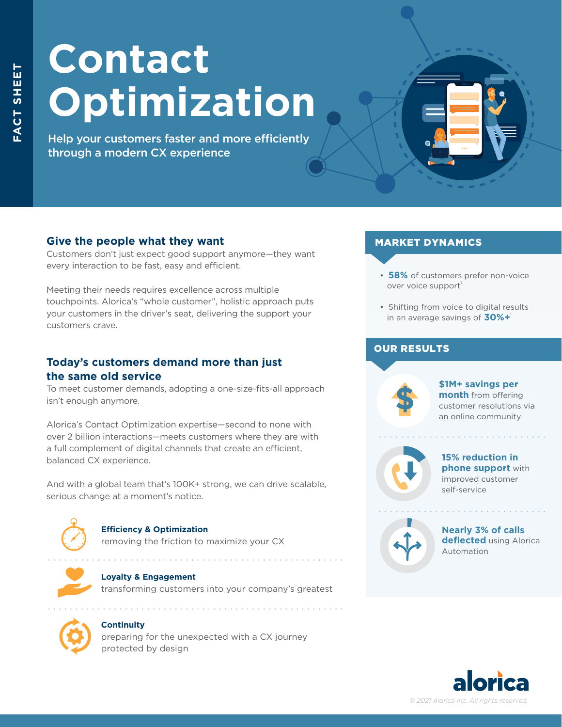FACT SHEET

# Contact Optimization

Help your customers faster and more efficiently through a modern CX experience

## Give the people what they want

Customers don't just expect good support anymore—they want every interaction to be fast, easy and efficient.

Meeting their needs requires excellence across multiple touchpoints. Alorica's "whole customer", holistic approach puts your customers in the driver's seat, delivering the support your customers crave.

## Today's customers demand more than just the same old service

To meet customer demands, adopting a one-size-fits-all approach isn't enough anymore.

Alorica's Contact Optimization expertise—second to none with over 2 billion interactions—meets customers where they are with a full complement of digital channels that create an efficient, balanced CX experience.

And with a global team that's 100K+ strong, we can drive scalable, serious change at a moment's notice.

**Efficiency & Optimization**
removing the friction to maximize your CX

**Loyalty & Engagement**
transforming customers into your company's greatest

**Continuity**
preparing for the unexpected with a CX journey protected by design

## MARKET DYNAMICS

- **58%** of customers prefer non-voice over voice support[1]
- Shifting from voice to digital results in an average savings of **30%+**[1]

## OUR RESULTS

**$1M+ savings per month** from offering customer resolutions via an online community

**15% reduction in phone support** with improved customer self-service

**Nearly 3% of calls deflected** using Alorica Automation

alorica

© 2021 Alorica Inc. All rights reserved.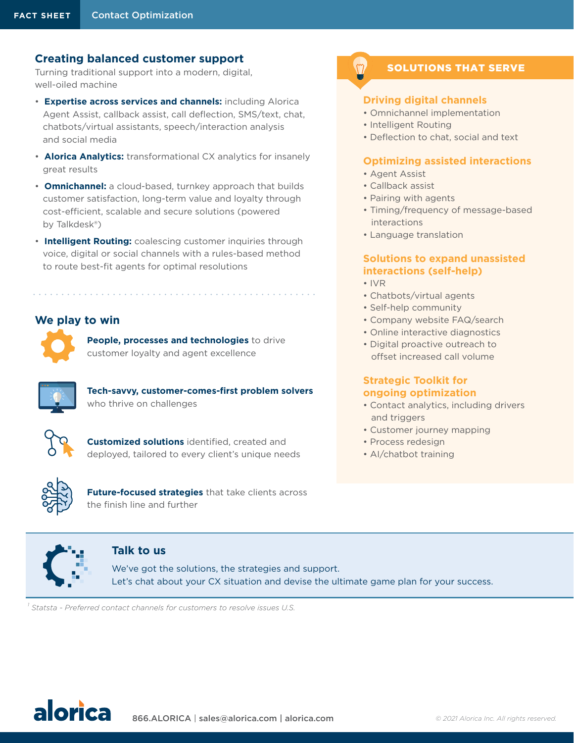## Creating balanced customer support

Turning traditional support into a modern, digital, well-oiled machine

- **Expertise across services and channels:** including Alorica Agent Assist, callback assist, call deflection, SMS/text, chat, chatbots/virtual assistants, speech/interaction analysis and social media
- **Alorica Analytics:** transformational CX analytics for insanely great results
- **Omnichannel:** a cloud-based, turnkey approach that builds customer satisfaction, long-term value and loyalty through cost-efficient, scalable and secure solutions (powered by Talkdesk®)
- **Intelligent Routing:** coalescing customer inquiries through voice, digital or social channels with a rules-based method to route best-fit agents for optimal resolutions

## We play to win

**People, processes and technologies** to drive customer loyalty and agent excellence

**Tech-savvy, customer-comes-first problem solvers** who thrive on challenges

**Customized solutions** identified, created and deployed, tailored to every client's unique needs

**Future-focused strategies** that take clients across the finish line and further

## SOLUTIONS THAT SERVE

### Driving digital channels

- Omnichannel implementation
- Intelligent Routing
- Deflection to chat, social and text

### Optimizing assisted interactions

- Agent Assist
- Callback assist
- Pairing with agents
- Timing/frequency of message-based interactions
- Language translation

### Solutions to expand unassisted interactions (self-help)

- IVR
- Chatbots/virtual agents
- Self-help community
- Company website FAQ/search
- Online interactive diagnostics
- Digital proactive outreach to offset increased call volume

### Strategic Toolkit for ongoing optimization

- Contact analytics, including drivers and triggers
- Customer journey mapping
- Process redesign
- AI/chatbot training

## Talk to us

We've got the solutions, the strategies and support.
Let's chat about your CX situation and devise the ultimate game plan for your success.

[1] *Statsta - Preferred contact channels for customers to resolve issues U.S.*

alorica

866.ALORICA | sales@alorica.com | alorica.com

*© 2021 Alorica Inc. All rights reserved.*